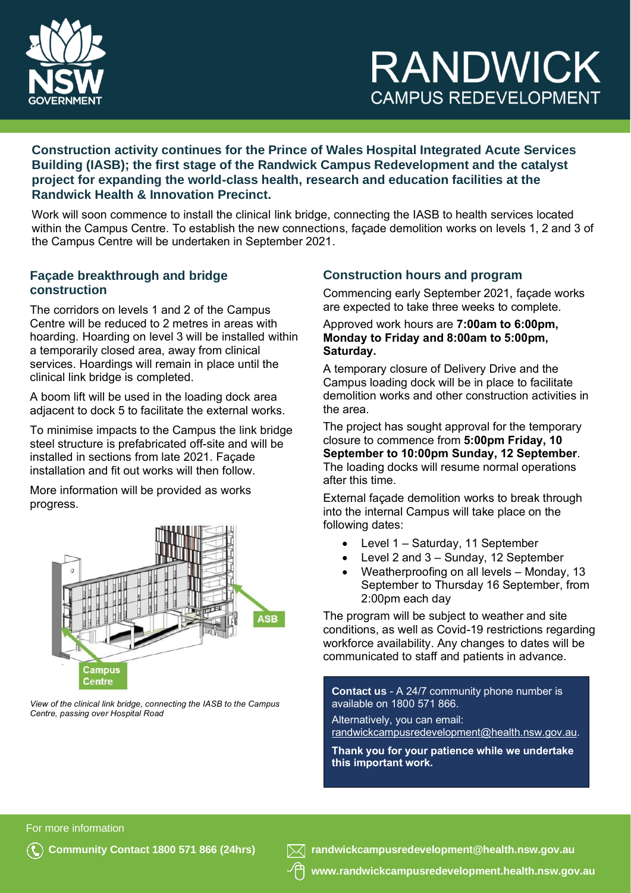# RANDWICK CAMPUS REDEVELOPMENT

**Construction activity continues for the Prince of Wales Hospital Integrated Acute Services Building (IASB); the first stage of the Randwick Campus Redevelopment and the catalyst project for expanding the world-class health, research and education facilities at the Randwick Health & Innovation Precinct.**

Work will soon commence to install the clinical link bridge, connecting the IASB to health services located within the Campus Centre. To establish the new connections, façade demolition works on levels 1, 2 and 3 of the Campus Centre will be undertaken in September 2021.

## Façade breakthrough and bridge construction

The corridors on levels 1 and 2 of the Campus Centre will be reduced to 2 metres in areas with hoarding. Hoarding on level 3 will be installed within a temporarily closed area, away from clinical services. Hoardings will remain in place until the clinical link bridge is completed.

A boom lift will be used in the loading dock area adjacent to dock 5 to facilitate the external works.

To minimise impacts to the Campus the link bridge steel structure is prefabricated off-site and will be installed in sections from late 2021. Façade installation and fit out works will then follow.

More information will be provided as works progress.

*View of the clinical link bridge, connecting the IASB to the Campus Centre, passing over Hospital Road*

## Construction hours and program

Commencing early September 2021, façade works are expected to take three weeks to complete.

Approved work hours are **7:00am to 6:00pm, Monday to Friday and 8:00am to 5:00pm, Saturday.**

A temporary closure of Delivery Drive and the Campus loading dock will be in place to facilitate demolition works and other construction activities in the area.

The project has sought approval for the temporary closure to commence from **5:00pm Friday, 10 September to 10:00pm Sunday, 12 September**. The loading docks will resume normal operations after this time.

External façade demolition works to break through into the internal Campus will take place on the following dates:

- Level 1 – Saturday, 11 September
- Level 2 and 3 – Sunday, 12 September
- Weatherproofing on all levels – Monday, 13 September to Thursday 16 September, from 2:00pm each day

The program will be subject to weather and site conditions, as well as Covid-19 restrictions regarding workforce availability. Any changes to dates will be communicated to staff and patients in advance.

**Contact us** - A 24/7 community phone number is available on 1800 571 866.

Alternatively, you can email: randwickcampusredevelopment@health.nsw.gov.au.

**Thank you for your patience while we undertake this important work.**

For more information

**Community Contact 1800 571 866 (24hrs)**

**randwickcampusredevelopment@health.nsw.gov.au**

**www.randwickcampusredevelopment.health.nsw.gov.au**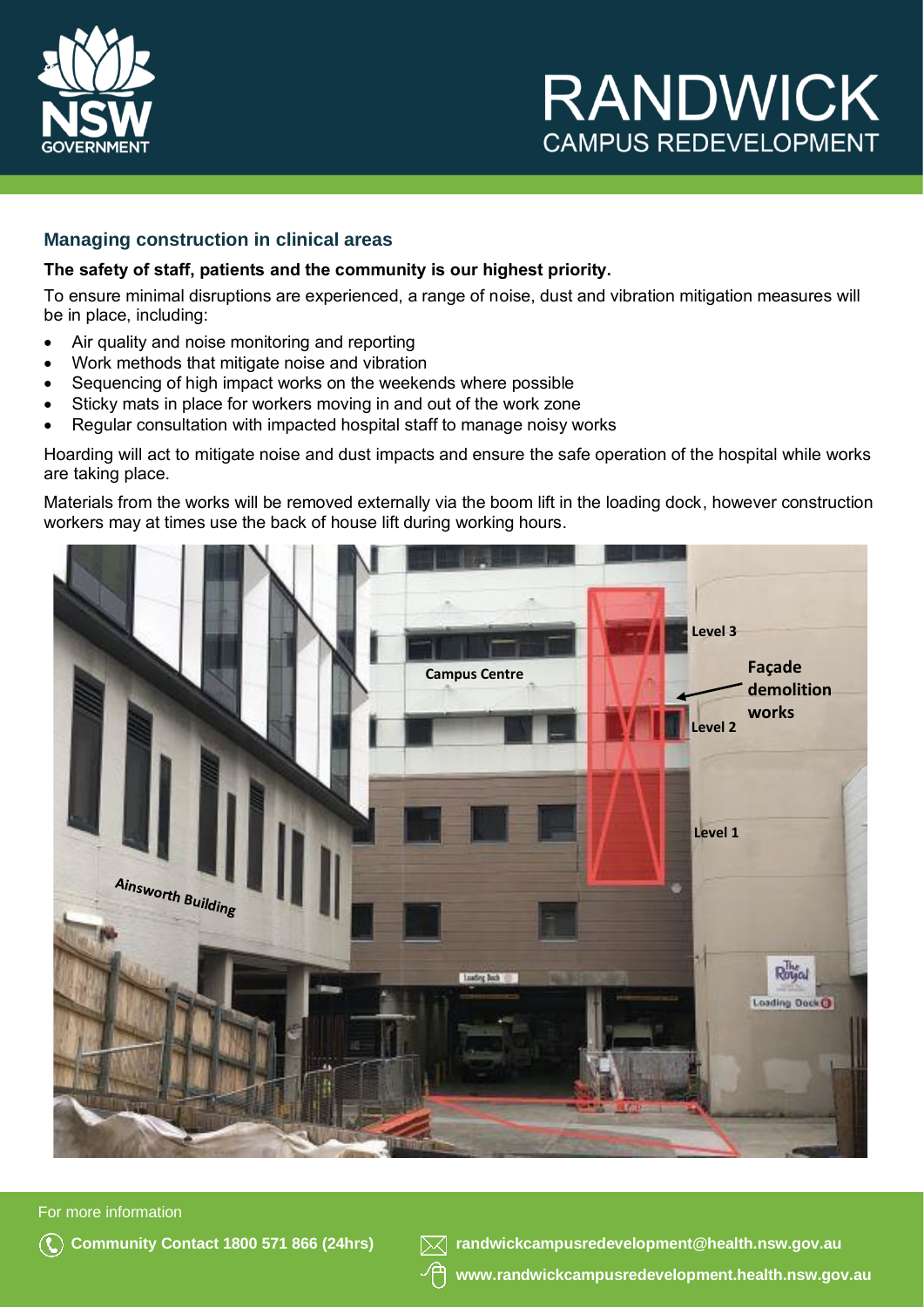## Managing construction in clinical areas

**The safety of staff, patients and the community is our highest priority.**

To ensure minimal disruptions are experienced, a range of noise, dust and vibration mitigation measures will be in place, including:

- Air quality and noise monitoring and reporting
- Work methods that mitigate noise and vibration
- Sequencing of high impact works on the weekends where possible
- Sticky mats in place for workers moving in and out of the work zone
- Regular consultation with impacted hospital staff to manage noisy works

Hoarding will act to mitigate noise and dust impacts and ensure the safe operation of the hospital while works are taking place.

Materials from the works will be removed externally via the boom lift in the loading dock, however construction workers may at times use the back of house lift during working hours.

Level 3

Campus Centre

Façade demolition works

Level 2

Level 1

Ainsworth Building

For more information

Community Contact 1800 571 866 (24hrs)

randwickcampusredevelopment@health.nsw.gov.au

www.randwickcampusredevelopment.health.nsw.gov.au